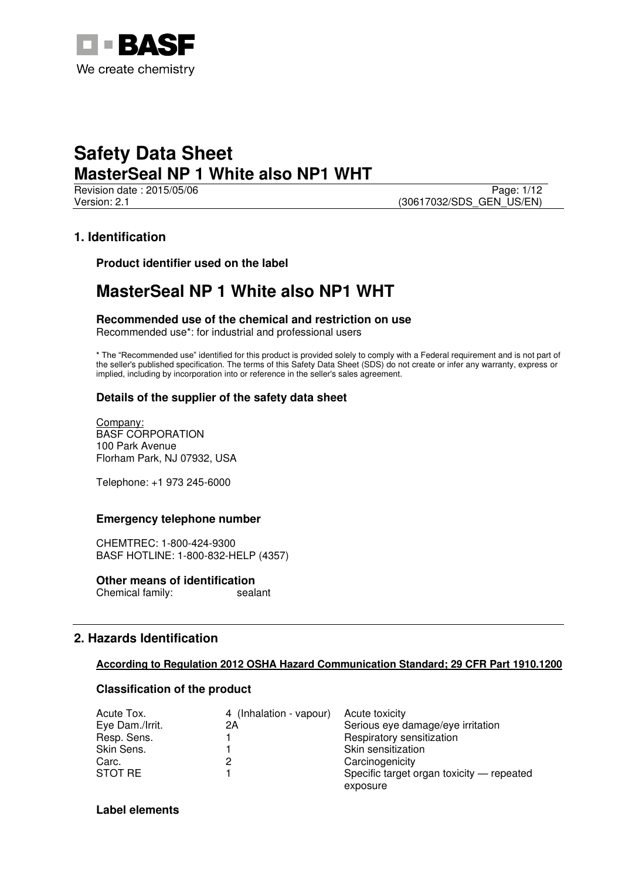BASF

We create chemistry

# Safety Data Sheet
# MasterSeal NP 1 White also NP1 WHT

Revision date : 2015/05/06

Version: 2.1

(30617032/SDS_GEN_US/EN)

## 1. Identification

### Product identifier used on the label

## MasterSeal NP 1 White also NP1 WHT

### Recommended use of the chemical and restriction on use

Recommended use*: for industrial and professional users

* The "Recommended use" identified for this product is provided solely to comply with a Federal requirement and is not part of the seller's published specification. The terms of this Safety Data Sheet (SDS) do not create or infer any warranty, express or implied, including by incorporation into or reference in the seller's sales agreement.

### Details of the supplier of the safety data sheet

Company:
BASF CORPORATION
100 Park Avenue
Florham Park, NJ 07932, USA

Telephone: +1 973 245-6000

### Emergency telephone number

CHEMTREC: 1-800-424-9300
BASF HOTLINE: 1-800-832-HELP (4357)

### Other means of identification

Chemical family: sealant

## 2. Hazards Identification

**According to Regulation 2012 OSHA Hazard Communication Standard; 29 CFR Part 1910.1200**

### Classification of the product

| | | |
|---|---|---|
| Acute Tox. | 4 (Inhalation - vapour) | Acute toxicity |
| Eye Dam./Irrit. | 2A | Serious eye damage/eye irritation |
| Resp. Sens. | 1 | Respiratory sensitization |
| Skin Sens. | 1 | Skin sensitization |
| Carc. | 2 | Carcinogenicity |
| STOT RE | 1 | Specific target organ toxicity — repeated exposure |

### Label elements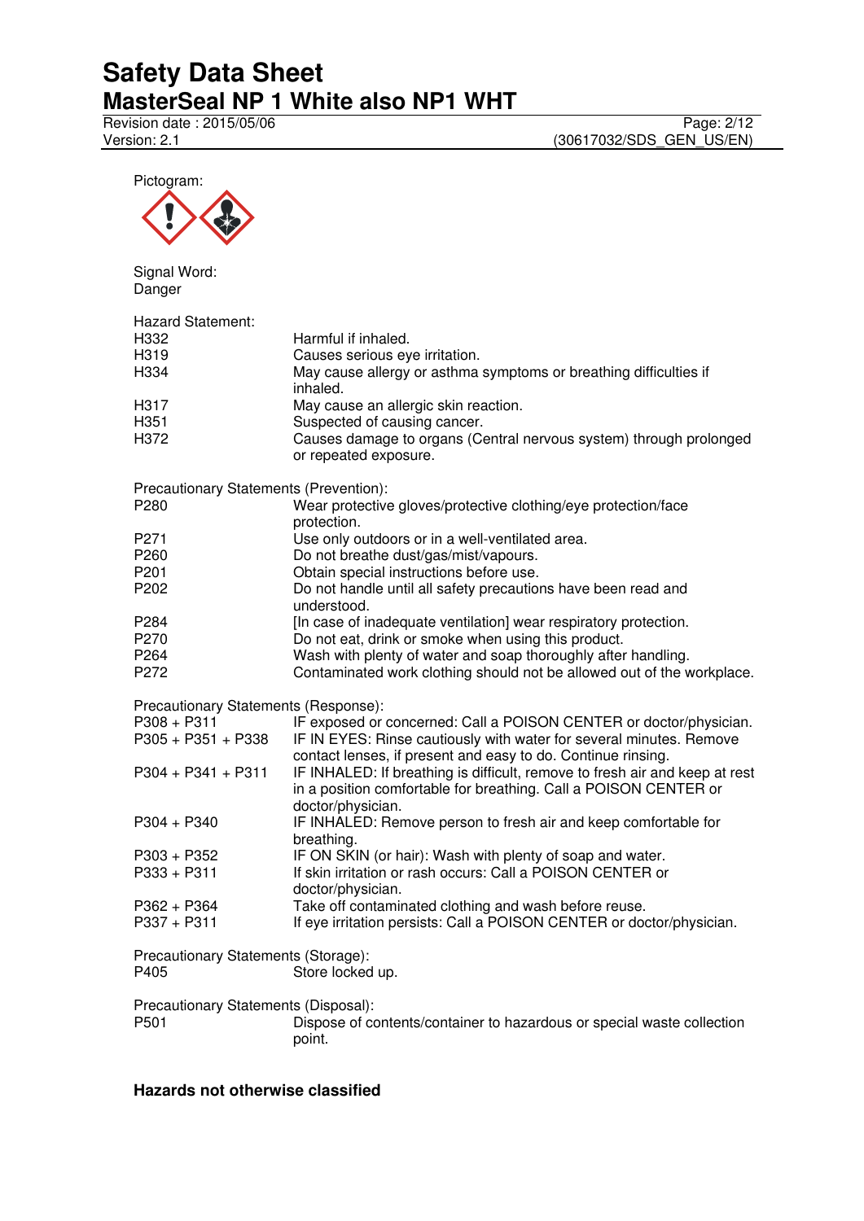Pictogram:

Signal Word:
Danger

Hazard Statement:

| | |
|---|---|
| H332 | Harmful if inhaled. |
| H319 | Causes serious eye irritation. |
| H334 | May cause allergy or asthma symptoms or breathing difficulties if inhaled. |
| H317 | May cause an allergic skin reaction. |
| H351 | Suspected of causing cancer. |
| H372 | Causes damage to organs (Central nervous system) through prolonged or repeated exposure. |

Precautionary Statements (Prevention):

| | |
|---|---|
| P280 | Wear protective gloves/protective clothing/eye protection/face protection. |
| P271 | Use only outdoors or in a well-ventilated area. |
| P260 | Do not breathe dust/gas/mist/vapours. |
| P201 | Obtain special instructions before use. |
| P202 | Do not handle until all safety precautions have been read and understood. |
| P284 | [In case of inadequate ventilation] wear respiratory protection. |
| P270 | Do not eat, drink or smoke when using this product. |
| P264 | Wash with plenty of water and soap thoroughly after handling. |
| P272 | Contaminated work clothing should not be allowed out of the workplace. |

Precautionary Statements (Response):

| | |
|---|---|
| P308 + P311 | IF exposed or concerned: Call a POISON CENTER or doctor/physician. |
| P305 + P351 + P338 | IF IN EYES: Rinse cautiously with water for several minutes. Remove contact lenses, if present and easy to do. Continue rinsing. |
| P304 + P341 + P311 | IF INHALED: If breathing is difficult, remove to fresh air and keep at rest in a position comfortable for breathing. Call a POISON CENTER or doctor/physician. |
| P304 + P340 | IF INHALED: Remove person to fresh air and keep comfortable for breathing. |
| P303 + P352 | IF ON SKIN (or hair): Wash with plenty of soap and water. |
| P333 + P311 | If skin irritation or rash occurs: Call a POISON CENTER or doctor/physician. |
| P362 + P364 | Take off contaminated clothing and wash before reuse. |
| P337 + P311 | If eye irritation persists: Call a POISON CENTER or doctor/physician. |

Precautionary Statements (Storage):

| | |
|---|---|
| P405 | Store locked up. |

Precautionary Statements (Disposal):

| | |
|---|---|
| P501 | Dispose of contents/container to hazardous or special waste collection point. |

**Hazards not otherwise classified**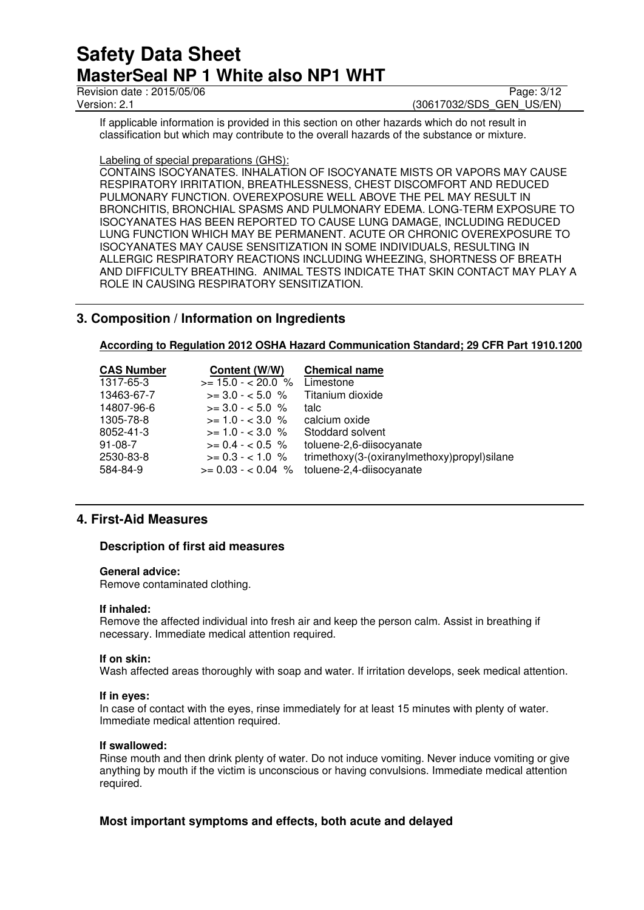If applicable information is provided in this section on other hazards which do not result in classification but which may contribute to the overall hazards of the substance or mixture.

Labeling of special preparations (GHS):

CONTAINS ISOCYANATES. INHALATION OF ISOCYANATE MISTS OR VAPORS MAY CAUSE RESPIRATORY IRRITATION, BREATHLESSNESS, CHEST DISCOMFORT AND REDUCED PULMONARY FUNCTION. OVEREXPOSURE WELL ABOVE THE PEL MAY RESULT IN BRONCHITIS, BRONCHIAL SPASMS AND PULMONARY EDEMA. LONG-TERM EXPOSURE TO ISOCYANATES HAS BEEN REPORTED TO CAUSE LUNG DAMAGE, INCLUDING REDUCED LUNG FUNCTION WHICH MAY BE PERMANENT. ACUTE OR CHRONIC OVEREXPOSURE TO ISOCYANATES MAY CAUSE SENSITIZATION IN SOME INDIVIDUALS, RESULTING IN ALLERGIC RESPIRATORY REACTIONS INCLUDING WHEEZING, SHORTNESS OF BREATH AND DIFFICULTY BREATHING. ANIMAL TESTS INDICATE THAT SKIN CONTACT MAY PLAY A ROLE IN CAUSING RESPIRATORY SENSITIZATION.

## 3. Composition / Information on Ingredients

**According to Regulation 2012 OSHA Hazard Communication Standard; 29 CFR Part 1910.1200**

| CAS Number | Content (W/W) | Chemical name |
|---|---|---|
| 1317-65-3 | >= 15.0 - < 20.0 % | Limestone |
| 13463-67-7 | >= 3.0 - < 5.0 % | Titanium dioxide |
| 14807-96-6 | >= 3.0 - < 5.0 % | talc |
| 1305-78-8 | >= 1.0 - < 3.0 % | calcium oxide |
| 8052-41-3 | >= 1.0 - < 3.0 % | Stoddard solvent |
| 91-08-7 | >= 0.4 - < 0.5 % | toluene-2,6-diisocyanate |
| 2530-83-8 | >= 0.3 - < 1.0 % | trimethoxy(3-(oxiranylmethoxy)propyl)silane |
| 584-84-9 | >= 0.03 - < 0.04 % | toluene-2,4-diisocyanate |

## 4. First-Aid Measures

### Description of first aid measures

**General advice:**
Remove contaminated clothing.

**If inhaled:**
Remove the affected individual into fresh air and keep the person calm. Assist in breathing if necessary. Immediate medical attention required.

**If on skin:**
Wash affected areas thoroughly with soap and water. If irritation develops, seek medical attention.

**If in eyes:**
In case of contact with the eyes, rinse immediately for at least 15 minutes with plenty of water. Immediate medical attention required.

**If swallowed:**
Rinse mouth and then drink plenty of water. Do not induce vomiting. Never induce vomiting or give anything by mouth if the victim is unconscious or having convulsions. Immediate medical attention required.

### Most important symptoms and effects, both acute and delayed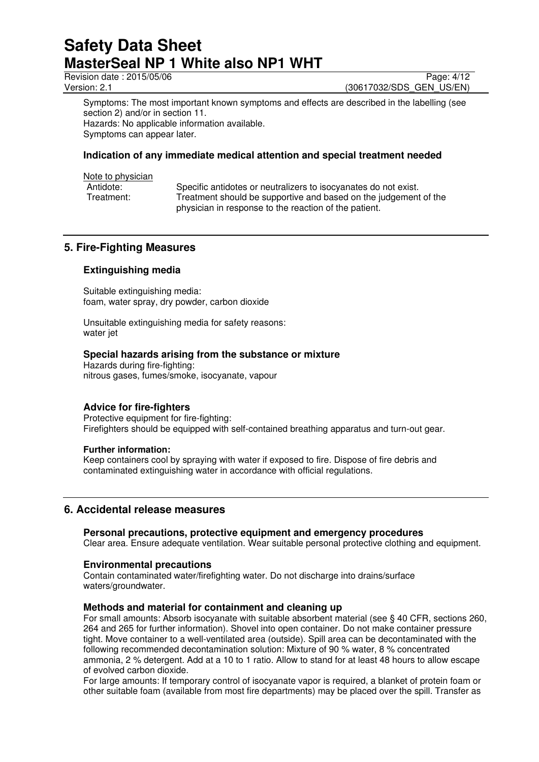Symptoms: The most important known symptoms and effects are described in the labelling (see section 2) and/or in section 11.
Hazards: No applicable information available.
Symptoms can appear later.

### Indication of any immediate medical attention and special treatment needed

Note to physician

| | |
|---|---|
| Antidote: | Specific antidotes or neutralizers to isocyanates do not exist. |
| Treatment: | Treatment should be supportive and based on the judgement of the physician in response to the reaction of the patient. |

## 5. Fire-Fighting Measures

### Extinguishing media

Suitable extinguishing media:
foam, water spray, dry powder, carbon dioxide

Unsuitable extinguishing media for safety reasons:
water jet

### Special hazards arising from the substance or mixture

Hazards during fire-fighting:
nitrous gases, fumes/smoke, isocyanate, vapour

### Advice for fire-fighters

Protective equipment for fire-fighting:
Firefighters should be equipped with self-contained breathing apparatus and turn-out gear.

**Further information:**
Keep containers cool by spraying with water if exposed to fire. Dispose of fire debris and contaminated extinguishing water in accordance with official regulations.

## 6. Accidental release measures

### Personal precautions, protective equipment and emergency procedures

Clear area. Ensure adequate ventilation. Wear suitable personal protective clothing and equipment.

### Environmental precautions

Contain contaminated water/firefighting water. Do not discharge into drains/surface waters/groundwater.

### Methods and material for containment and cleaning up

For small amounts: Absorb isocyanate with suitable absorbent material (see § 40 CFR, sections 260, 264 and 265 for further information). Shovel into open container. Do not make container pressure tight. Move container to a well-ventilated area (outside). Spill area can be decontaminated with the following recommended decontamination solution: Mixture of 90 % water, 8 % concentrated ammonia, 2 % detergent. Add at a 10 to 1 ratio. Allow to stand for at least 48 hours to allow escape of evolved carbon dioxide.
For large amounts: If temporary control of isocyanate vapor is required, a blanket of protein foam or other suitable foam (available from most fire departments) may be placed over the spill. Transfer as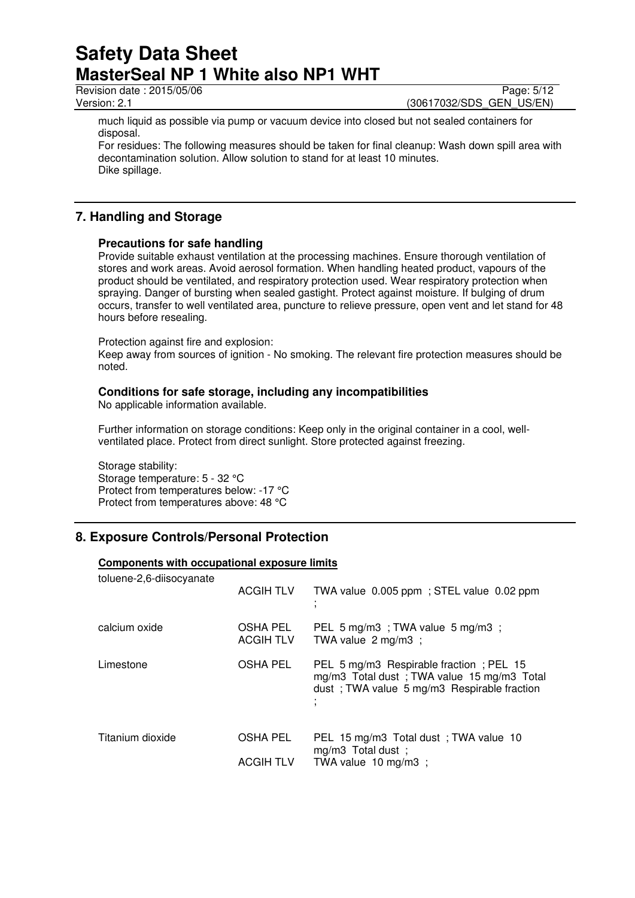much liquid as possible via pump or vacuum device into closed but not sealed containers for disposal.
For residues: The following measures should be taken for final cleanup: Wash down spill area with decontamination solution. Allow solution to stand for at least 10 minutes.
Dike spillage.

## 7. Handling and Storage

### Precautions for safe handling

Provide suitable exhaust ventilation at the processing machines. Ensure thorough ventilation of stores and work areas. Avoid aerosol formation. When handling heated product, vapours of the product should be ventilated, and respiratory protection used. Wear respiratory protection when spraying. Danger of bursting when sealed gastight. Protect against moisture. If bulging of drum occurs, transfer to well ventilated area, puncture to relieve pressure, open vent and let stand for 48 hours before resealing.

Protection against fire and explosion:
Keep away from sources of ignition - No smoking. The relevant fire protection measures should be noted.

### Conditions for safe storage, including any incompatibilities

No applicable information available.

Further information on storage conditions: Keep only in the original container in a cool, well-ventilated place. Protect from direct sunlight. Store protected against freezing.

Storage stability:
Storage temperature: 5 - 32 °C
Protect from temperatures below: -17 °C
Protect from temperatures above: 48 °C

## 8. Exposure Controls/Personal Protection

**Components with occupational exposure limits**

| Component | Source | Limits |
|---|---|---|
| toluene-2,6-diisocyanate | ACGIH TLV | TWA value 0.005 ppm ; STEL value 0.02 ppm ; |
| calcium oxide | OSHA PEL | PEL 5 mg/m3 ; TWA value 5 mg/m3 ; |
| | ACGIH TLV | TWA value 2 mg/m3 ; |
| Limestone | OSHA PEL | PEL 5 mg/m3 Respirable fraction ; PEL 15 mg/m3 Total dust ; TWA value 15 mg/m3 Total dust ; TWA value 5 mg/m3 Respirable fraction ; |
| Titanium dioxide | OSHA PEL | PEL 15 mg/m3 Total dust ; TWA value 10 mg/m3 Total dust ; |
| | ACGIH TLV | TWA value 10 mg/m3 ; |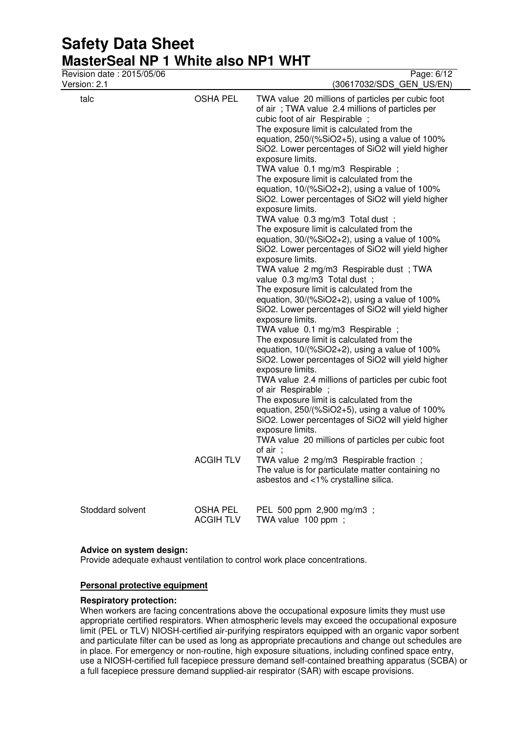| | | |
|---|---|---|
| talc | OSHA PEL | TWA value 20 millions of particles per cubic foot of air ; TWA value 2.4 millions of particles per cubic foot of air Respirable ;<br>The exposure limit is calculated from the equation, 250/(%SiO2+5), using a value of 100% SiO2. Lower percentages of SiO2 will yield higher exposure limits.<br>TWA value 0.1 mg/m3 Respirable ;<br>The exposure limit is calculated from the equation, 10/(%SiO2+2), using a value of 100% SiO2. Lower percentages of SiO2 will yield higher exposure limits.<br>TWA value 0.3 mg/m3 Total dust ;<br>The exposure limit is calculated from the equation, 30/(%SiO2+2), using a value of 100% SiO2. Lower percentages of SiO2 will yield higher exposure limits.<br>TWA value 2 mg/m3 Respirable dust ; TWA value 0.3 mg/m3 Total dust ;<br>The exposure limit is calculated from the equation, 30/(%SiO2+2), using a value of 100% SiO2. Lower percentages of SiO2 will yield higher exposure limits.<br>TWA value 0.1 mg/m3 Respirable ;<br>The exposure limit is calculated from the equation, 10/(%SiO2+2), using a value of 100% SiO2. Lower percentages of SiO2 will yield higher exposure limits.<br>TWA value 2.4 millions of particles per cubic foot of air Respirable ;<br>The exposure limit is calculated from the equation, 250/(%SiO2+5), using a value of 100% SiO2. Lower percentages of SiO2 will yield higher exposure limits.<br>TWA value 20 millions of particles per cubic foot of air ; |
| | ACGIH TLV | TWA value 2 mg/m3 Respirable fraction ;<br>The value is for particulate matter containing no asbestos and <1% crystalline silica. |
| Stoddard solvent | OSHA PEL | PEL 500 ppm 2,900 mg/m3 ; |
| | ACGIH TLV | TWA value 100 ppm ; |

**Advice on system design:**
Provide adequate exhaust ventilation to control work place concentrations.

**Personal protective equipment**

**Respiratory protection:**
When workers are facing concentrations above the occupational exposure limits they must use appropriate certified respirators. When atmospheric levels may exceed the occupational exposure limit (PEL or TLV) NIOSH-certified air-purifying respirators equipped with an organic vapor sorbent and particulate filter can be used as long as appropriate precautions and change out schedules are in place. For emergency or non-routine, high exposure situations, including confined space entry, use a NIOSH-certified full facepiece pressure demand self-contained breathing apparatus (SCBA) or a full facepiece pressure demand supplied-air respirator (SAR) with escape provisions.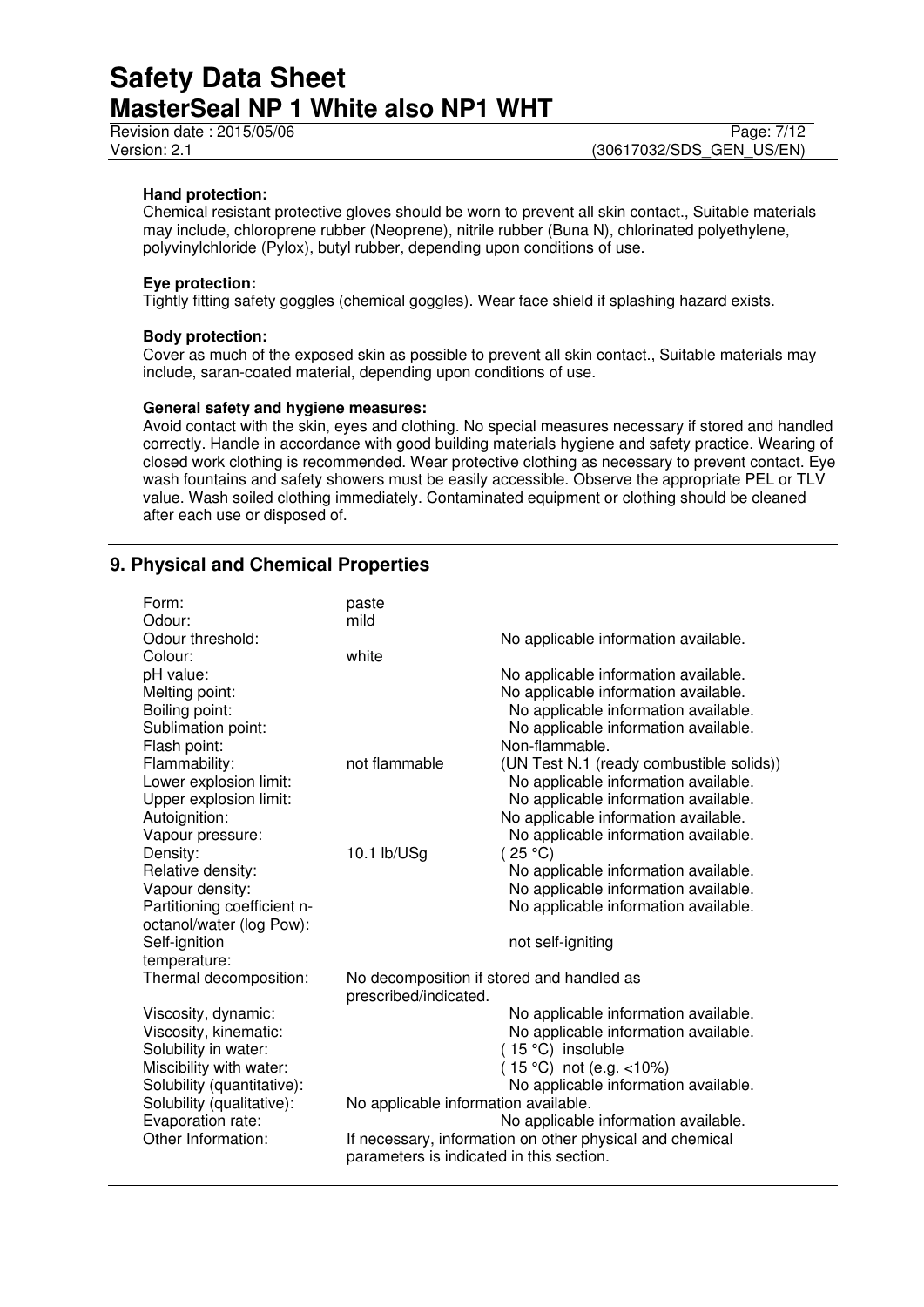**Hand protection:**
Chemical resistant protective gloves should be worn to prevent all skin contact., Suitable materials may include, chloroprene rubber (Neoprene), nitrile rubber (Buna N), chlorinated polyethylene, polyvinylchloride (Pylox), butyl rubber, depending upon conditions of use.

**Eye protection:**
Tightly fitting safety goggles (chemical goggles). Wear face shield if splashing hazard exists.

**Body protection:**
Cover as much of the exposed skin as possible to prevent all skin contact., Suitable materials may include, saran-coated material, depending upon conditions of use.

**General safety and hygiene measures:**
Avoid contact with the skin, eyes and clothing. No special measures necessary if stored and handled correctly. Handle in accordance with good building materials hygiene and safety practice. Wearing of closed work clothing is recommended. Wear protective clothing as necessary to prevent contact. Eye wash fountains and safety showers must be easily accessible. Observe the appropriate PEL or TLV value. Wash soiled clothing immediately. Contaminated equipment or clothing should be cleaned after each use or disposed of.

## 9. Physical and Chemical Properties

| | | |
|---|---|---|
| Form: | paste | |
| Odour: | mild | |
| Odour threshold: | | No applicable information available. |
| Colour: | white | |
| pH value: | | No applicable information available. |
| Melting point: | | No applicable information available. |
| Boiling point: | | No applicable information available. |
| Sublimation point: | | No applicable information available. |
| Flash point: | | Non-flammable. |
| Flammability: | not flammable | (UN Test N.1 (ready combustible solids)) |
| Lower explosion limit: | | No applicable information available. |
| Upper explosion limit: | | No applicable information available. |
| Autoignition: | | No applicable information available. |
| Vapour pressure: | | No applicable information available. |
| Density: | 10.1 lb/USg | ( 25 °C) |
| Relative density: | | No applicable information available. |
| Vapour density: | | No applicable information available. |
| Partitioning coefficient n-octanol/water (log Pow): | | No applicable information available. |
| Self-ignition temperature: | | not self-igniting |
| Thermal decomposition: | No decomposition if stored and handled as prescribed/indicated. | |
| Viscosity, dynamic: | | No applicable information available. |
| Viscosity, kinematic: | | No applicable information available. |
| Solubility in water: | | ( 15 °C) insoluble |
| Miscibility with water: | | ( 15 °C) not (e.g. <10%) |
| Solubility (quantitative): | | No applicable information available. |
| Solubility (qualitative): | No applicable information available. | |
| Evaporation rate: | | No applicable information available. |
| Other Information: | If necessary, information on other physical and chemical parameters is indicated in this section. | |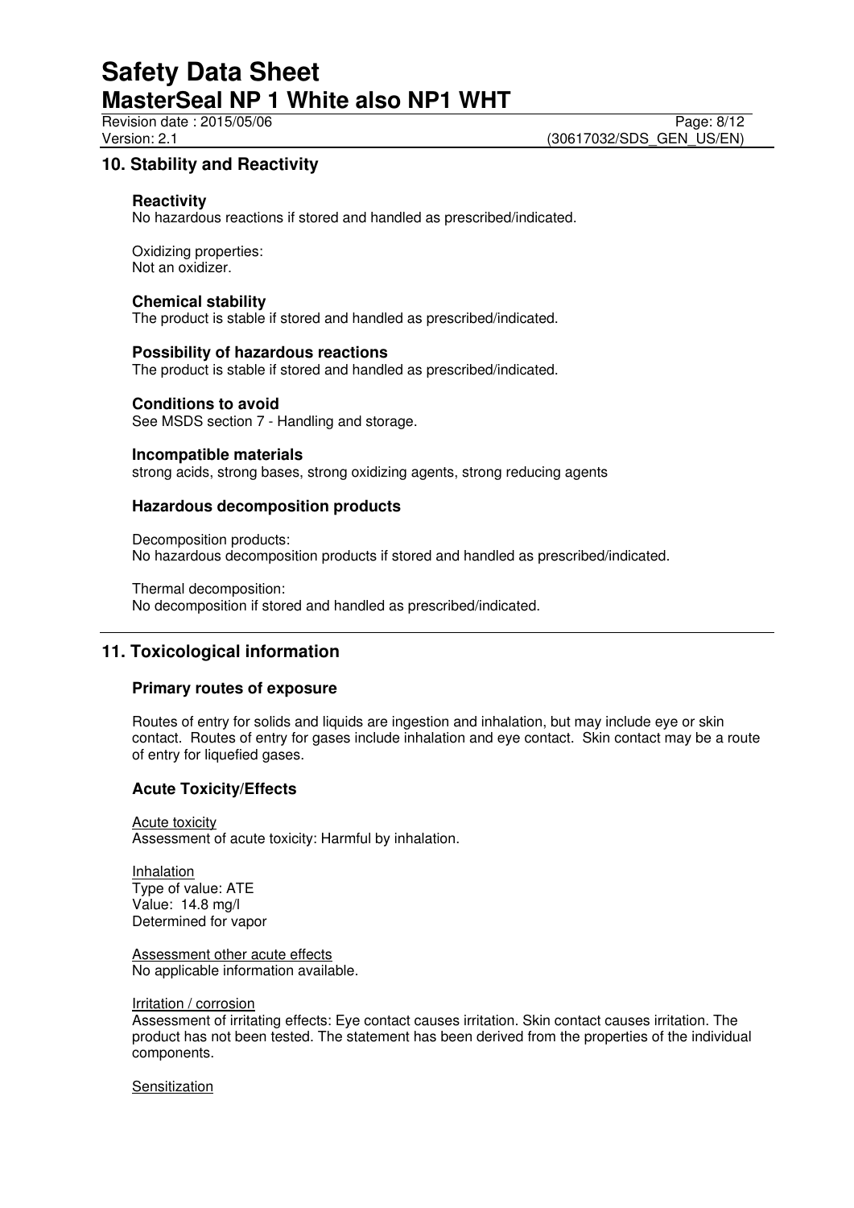## 10. Stability and Reactivity

### Reactivity

No hazardous reactions if stored and handled as prescribed/indicated.

Oxidizing properties:
Not an oxidizer.

### Chemical stability

The product is stable if stored and handled as prescribed/indicated.

### Possibility of hazardous reactions

The product is stable if stored and handled as prescribed/indicated.

### Conditions to avoid

See MSDS section 7 - Handling and storage.

### Incompatible materials

strong acids, strong bases, strong oxidizing agents, strong reducing agents

### Hazardous decomposition products

Decomposition products:
No hazardous decomposition products if stored and handled as prescribed/indicated.

Thermal decomposition:
No decomposition if stored and handled as prescribed/indicated.

## 11. Toxicological information

### Primary routes of exposure

Routes of entry for solids and liquids are ingestion and inhalation, but may include eye or skin contact. Routes of entry for gases include inhalation and eye contact. Skin contact may be a route of entry for liquefied gases.

### Acute Toxicity/Effects

Acute toxicity
Assessment of acute toxicity: Harmful by inhalation.

Inhalation
Type of value: ATE
Value: 14.8 mg/l
Determined for vapor

Assessment other acute effects
No applicable information available.

Irritation / corrosion
Assessment of irritating effects: Eye contact causes irritation. Skin contact causes irritation. The product has not been tested. The statement has been derived from the properties of the individual components.

Sensitization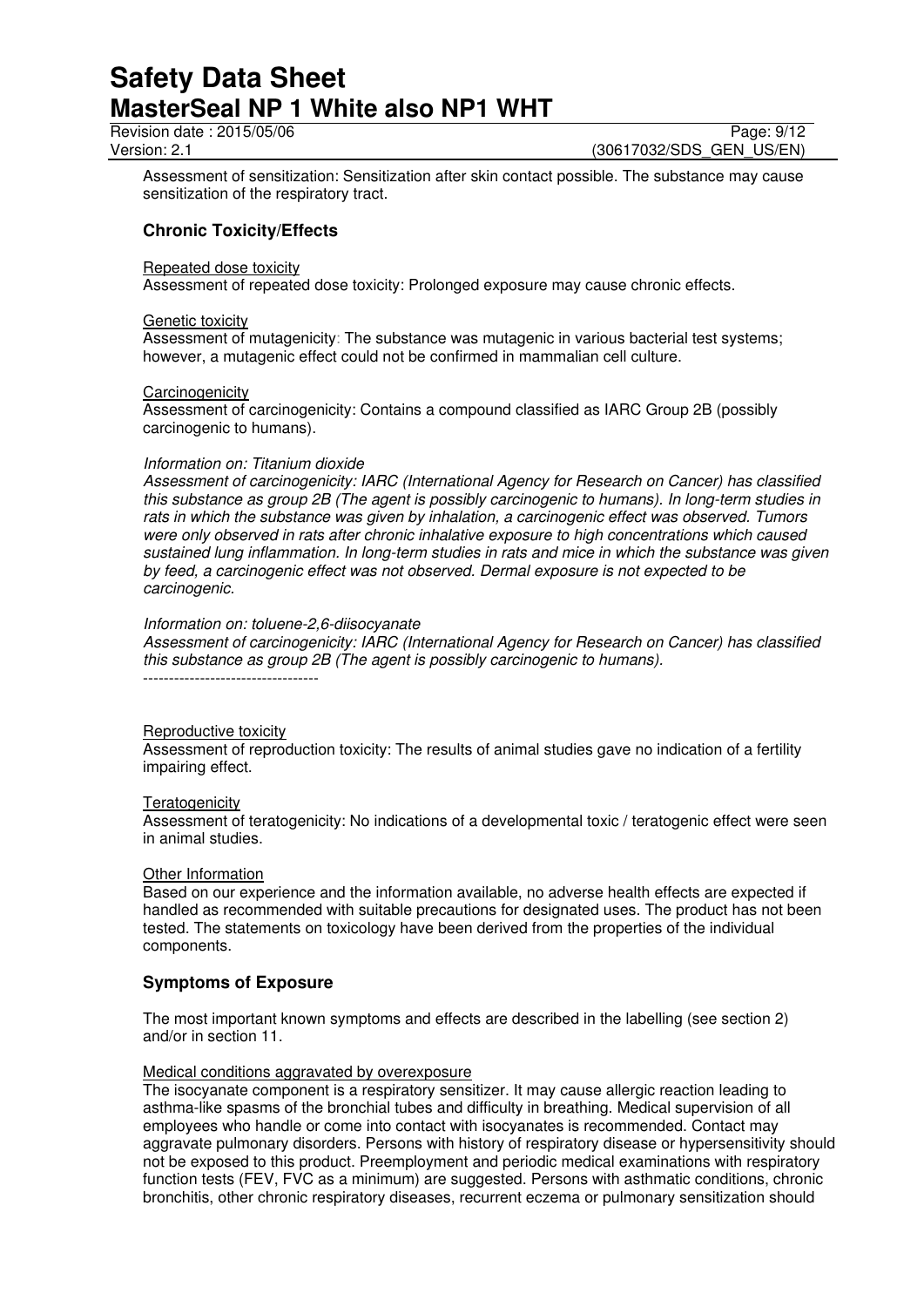Assessment of sensitization: Sensitization after skin contact possible. The substance may cause sensitization of the respiratory tract.

## Chronic Toxicity/Effects

Repeated dose toxicity
Assessment of repeated dose toxicity: Prolonged exposure may cause chronic effects.

Genetic toxicity
Assessment of mutagenicity: The substance was mutagenic in various bacterial test systems; however, a mutagenic effect could not be confirmed in mammalian cell culture.

Carcinogenicity
Assessment of carcinogenicity: Contains a compound classified as IARC Group 2B (possibly carcinogenic to humans).

*Information on: Titanium dioxide*
*Assessment of carcinogenicity: IARC (International Agency for Research on Cancer) has classified this substance as group 2B (The agent is possibly carcinogenic to humans). In long-term studies in rats in which the substance was given by inhalation, a carcinogenic effect was observed. Tumors were only observed in rats after chronic inhalative exposure to high concentrations which caused sustained lung inflammation. In long-term studies in rats and mice in which the substance was given by feed, a carcinogenic effect was not observed. Dermal exposure is not expected to be carcinogenic.*

*Information on: toluene-2,6-diisocyanate*
*Assessment of carcinogenicity: IARC (International Agency for Research on Cancer) has classified this substance as group 2B (The agent is possibly carcinogenic to humans).*
----------------------------------

Reproductive toxicity
Assessment of reproduction toxicity: The results of animal studies gave no indication of a fertility impairing effect.

Teratogenicity
Assessment of teratogenicity: No indications of a developmental toxic / teratogenic effect were seen in animal studies.

Other Information
Based on our experience and the information available, no adverse health effects are expected if handled as recommended with suitable precautions for designated uses. The product has not been tested. The statements on toxicology have been derived from the properties of the individual components.

## Symptoms of Exposure

The most important known symptoms and effects are described in the labelling (see section 2) and/or in section 11.

Medical conditions aggravated by overexposure
The isocyanate component is a respiratory sensitizer. It may cause allergic reaction leading to asthma-like spasms of the bronchial tubes and difficulty in breathing. Medical supervision of all employees who handle or come into contact with isocyanates is recommended. Contact may aggravate pulmonary disorders. Persons with history of respiratory disease or hypersensitivity should not be exposed to this product. Preemployment and periodic medical examinations with respiratory function tests (FEV, FVC as a minimum) are suggested. Persons with asthmatic conditions, chronic bronchitis, other chronic respiratory diseases, recurrent eczema or pulmonary sensitization should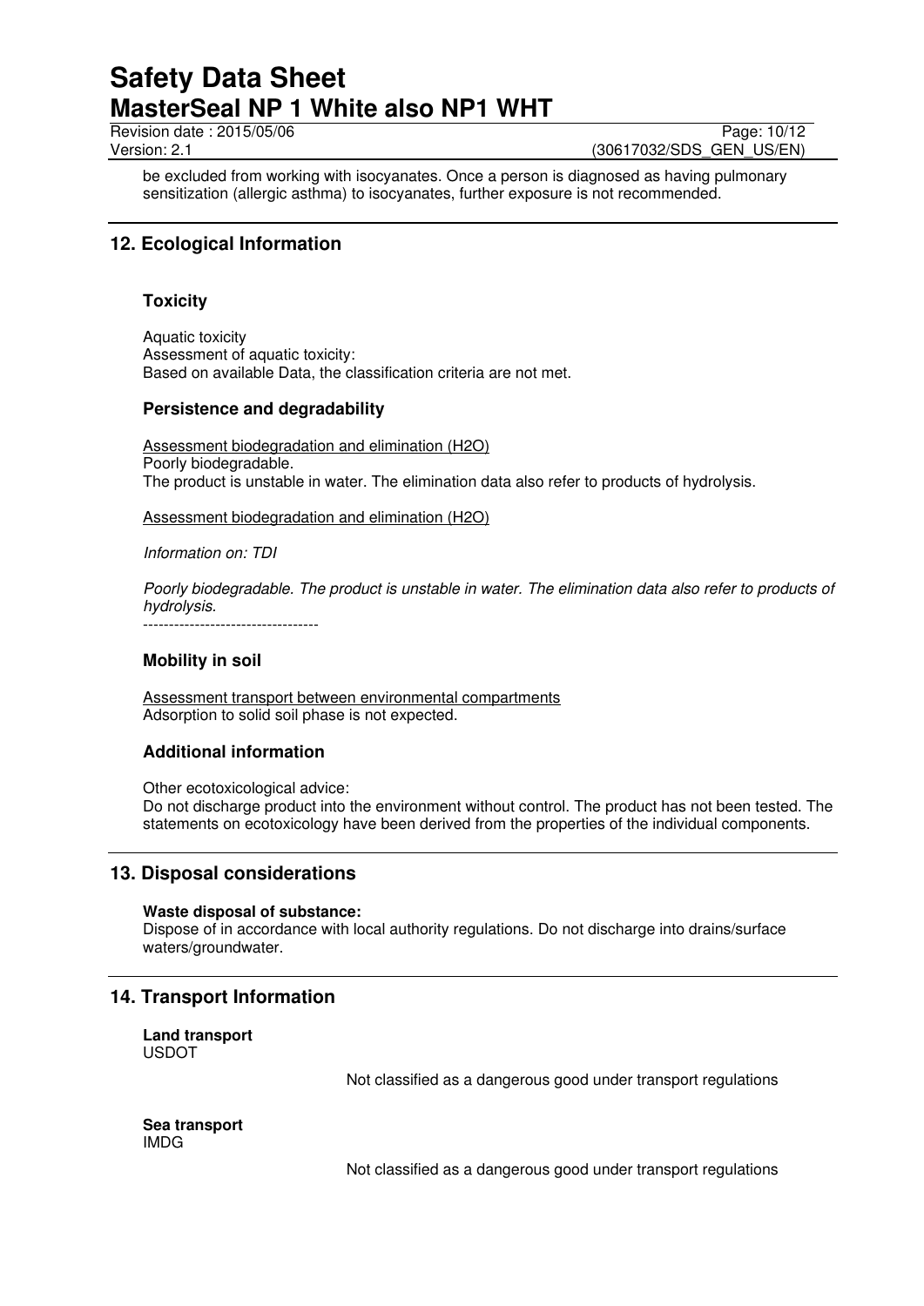be excluded from working with isocyanates. Once a person is diagnosed as having pulmonary sensitization (allergic asthma) to isocyanates, further exposure is not recommended.

## 12. Ecological Information

### Toxicity

Aquatic toxicity
Assessment of aquatic toxicity:
Based on available Data, the classification criteria are not met.

### Persistence and degradability

Assessment biodegradation and elimination ($H_2O$)
Poorly biodegradable.
The product is unstable in water. The elimination data also refer to products of hydrolysis.

Assessment biodegradation and elimination ($H_2O$)

*Information on: TDI*

*Poorly biodegradable. The product is unstable in water. The elimination data also refer to products of hydrolysis.*
----------------------------------

### Mobility in soil

Assessment transport between environmental compartments
Adsorption to solid soil phase is not expected.

### Additional information

Other ecotoxicological advice:
Do not discharge product into the environment without control. The product has not been tested. The statements on ecotoxicology have been derived from the properties of the individual components.

## 13. Disposal considerations

**Waste disposal of substance:**
Dispose of in accordance with local authority regulations. Do not discharge into drains/surface waters/groundwater.

## 14. Transport Information

**Land transport**
USDOT

Not classified as a dangerous good under transport regulations

**Sea transport**
IMDG

Not classified as a dangerous good under transport regulations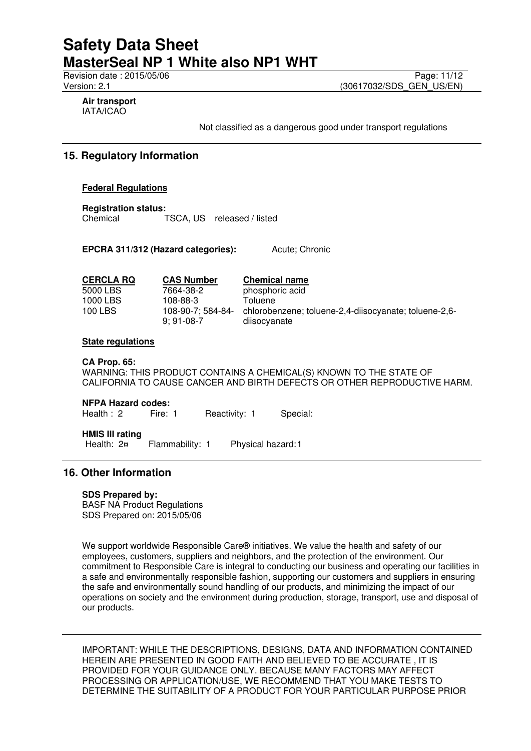**Air transport**
IATA/ICAO

Not classified as a dangerous good under transport regulations

## 15. Regulatory Information

**Federal Regulations**

**Registration status:**
Chemical TSCA, US released / listed

**EPCRA 311/312 (Hazard categories):** Acute; Chronic

| CERCLA RQ | CAS Number | Chemical name |
|---|---|---|
| 5000 LBS | 7664-38-2 | phosphoric acid |
| 1000 LBS | 108-88-3 | Toluene |
| 100 LBS | 108-90-7; 584-84-9; 91-08-7 | chlorobenzene; toluene-2,4-diisocyanate; toluene-2,6-diisocyanate |

**State regulations**

**CA Prop. 65:**
WARNING: THIS PRODUCT CONTAINS A CHEMICAL(S) KNOWN TO THE STATE OF CALIFORNIA TO CAUSE CANCER AND BIRTH DEFECTS OR OTHER REPRODUCTIVE HARM.

**NFPA Hazard codes:**
Health : 2 Fire: 1 Reactivity: 1 Special:

**HMIS III rating**
Health: 2¤ Flammability: 1 Physical hazard: 1

## 16. Other Information

**SDS Prepared by:**
BASF NA Product Regulations
SDS Prepared on: 2015/05/06

We support worldwide Responsible Care® initiatives. We value the health and safety of our employees, customers, suppliers and neighbors, and the protection of the environment. Our commitment to Responsible Care is integral to conducting our business and operating our facilities in a safe and environmentally responsible fashion, supporting our customers and suppliers in ensuring the safe and environmentally sound handling of our products, and minimizing the impact of our operations on society and the environment during production, storage, transport, use and disposal of our products.

IMPORTANT: WHILE THE DESCRIPTIONS, DESIGNS, DATA AND INFORMATION CONTAINED HEREIN ARE PRESENTED IN GOOD FAITH AND BELIEVED TO BE ACCURATE , IT IS PROVIDED FOR YOUR GUIDANCE ONLY. BECAUSE MANY FACTORS MAY AFFECT PROCESSING OR APPLICATION/USE, WE RECOMMEND THAT YOU MAKE TESTS TO DETERMINE THE SUITABILITY OF A PRODUCT FOR YOUR PARTICULAR PURPOSE PRIOR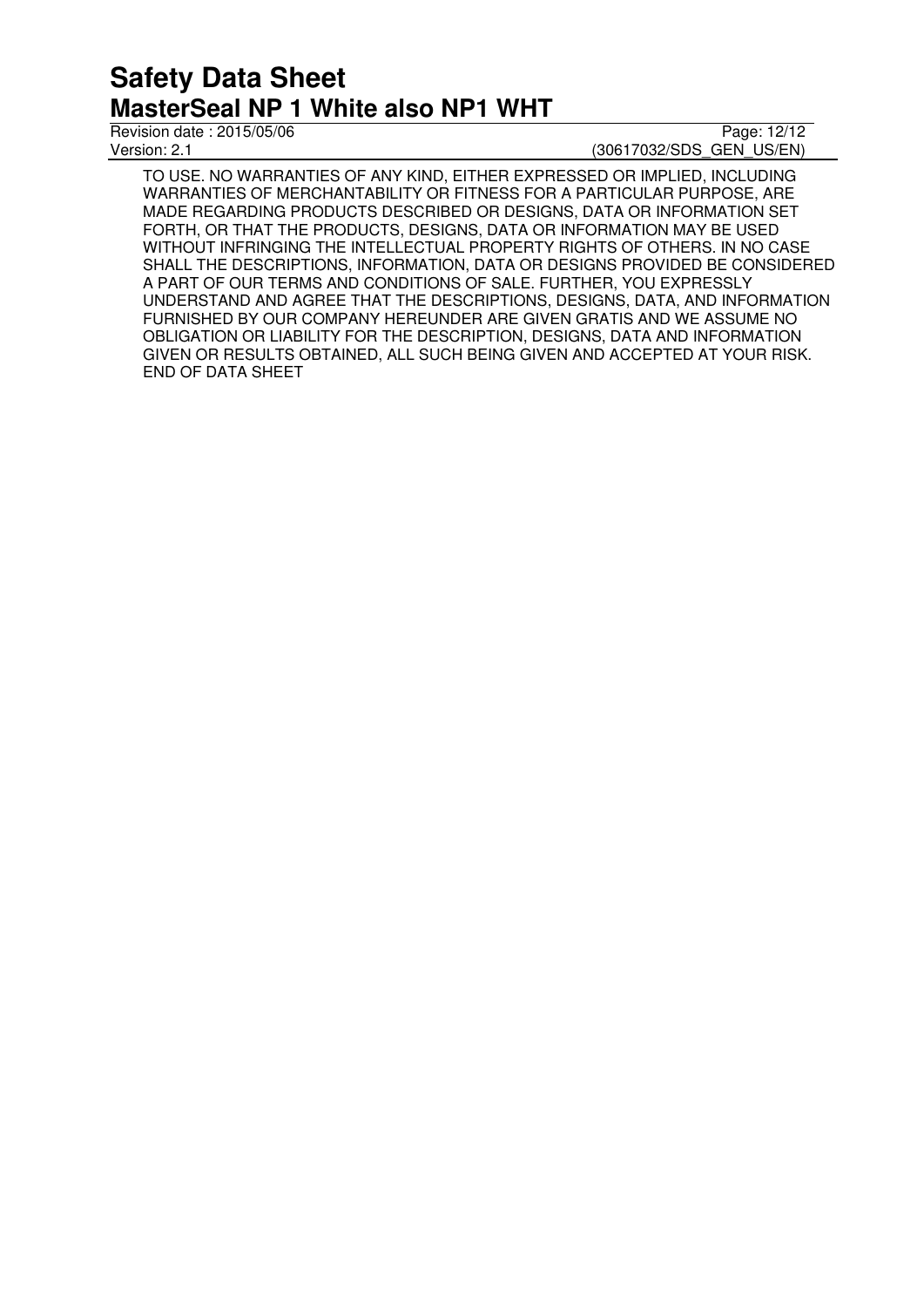TO USE. NO WARRANTIES OF ANY KIND, EITHER EXPRESSED OR IMPLIED, INCLUDING WARRANTIES OF MERCHANTABILITY OR FITNESS FOR A PARTICULAR PURPOSE, ARE MADE REGARDING PRODUCTS DESCRIBED OR DESIGNS, DATA OR INFORMATION SET FORTH, OR THAT THE PRODUCTS, DESIGNS, DATA OR INFORMATION MAY BE USED WITHOUT INFRINGING THE INTELLECTUAL PROPERTY RIGHTS OF OTHERS. IN NO CASE SHALL THE DESCRIPTIONS, INFORMATION, DATA OR DESIGNS PROVIDED BE CONSIDERED A PART OF OUR TERMS AND CONDITIONS OF SALE. FURTHER, YOU EXPRESSLY UNDERSTAND AND AGREE THAT THE DESCRIPTIONS, DESIGNS, DATA, AND INFORMATION FURNISHED BY OUR COMPANY HEREUNDER ARE GIVEN GRATIS AND WE ASSUME NO OBLIGATION OR LIABILITY FOR THE DESCRIPTION, DESIGNS, DATA AND INFORMATION GIVEN OR RESULTS OBTAINED, ALL SUCH BEING GIVEN AND ACCEPTED AT YOUR RISK.
END OF DATA SHEET